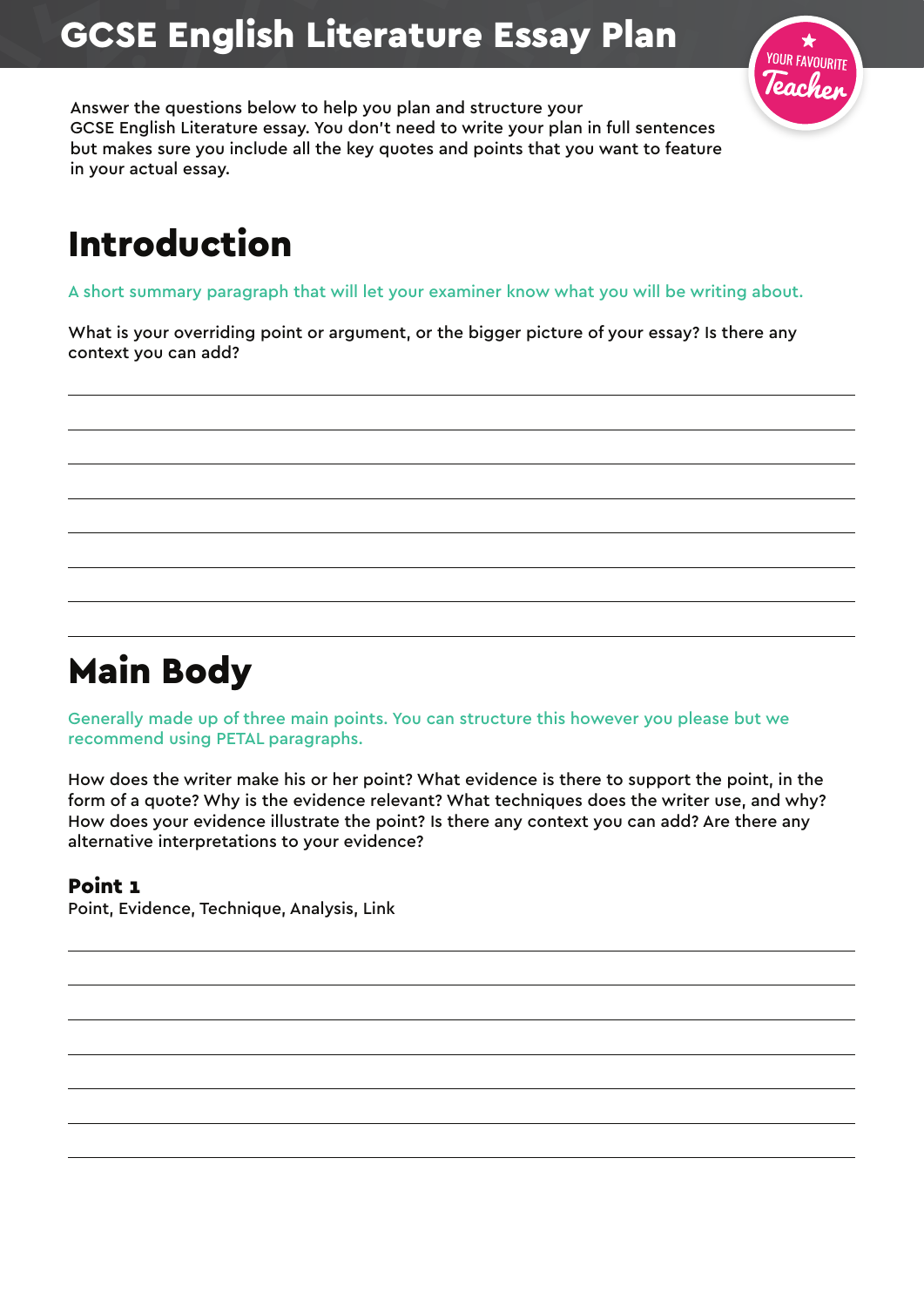# GCSE English Literature Essay Plan

Answer the questions below to help you plan and structure your GCSE English Literature essay. You don't need to write your plan in full sentences but makes sure you include all the key quotes and points that you want to feature in your actual essay.

## Introduction

A short summary paragraph that will let your examiner know what you will be writing about.

What is your overriding point or argument, or the bigger picture of your essay? Is there any context you can add?

## Main Body

Generally made up of three main points. You can structure this however you please but we recommend using PETAL paragraphs.

How does the writer make his or her point? What evidence is there to support the point, in the form of a quote? Why is the evidence relevant? What techniques does the writer use, and why? How does your evidence illustrate the point? Is there any context you can add? Are there any alternative interpretations to your evidence?

### Point 1

Point, Evidence, Technique, Analysis, Link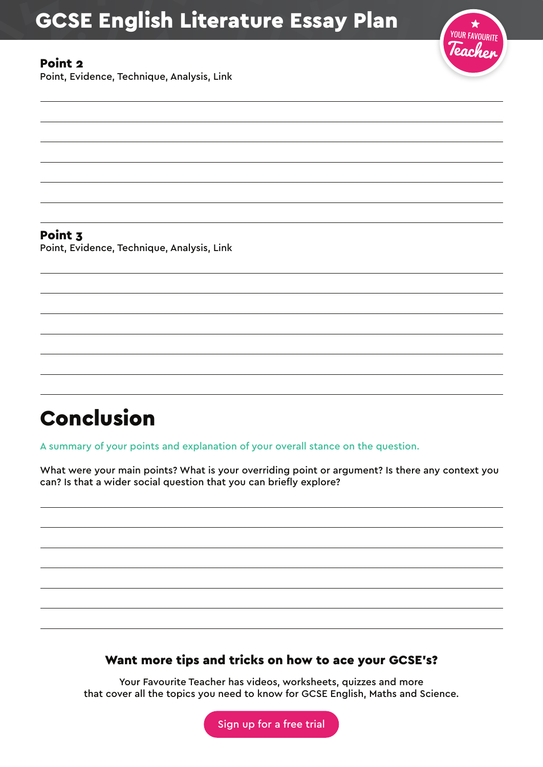# GCSE English Literature Essay Plan

### Point 2

Point, Evidence, Technique, Analysis, Link

### Point 3

Point, Evidence, Technique, Analysis, Link

## Conclusion

A summary of your points and explanation of your overall stance on the question.

What were your main points? What is your overriding point or argument? Is there any context you can? Is that a wider social question that you can briefly explore?

**Want more tips and tricks on how to ace your GCSE's?**

Your Favourite Teacher has videos, worksheets, quizzes and more that cover all the topics you need to know for GCSE English, Maths and Science.

Sign up for a free trial